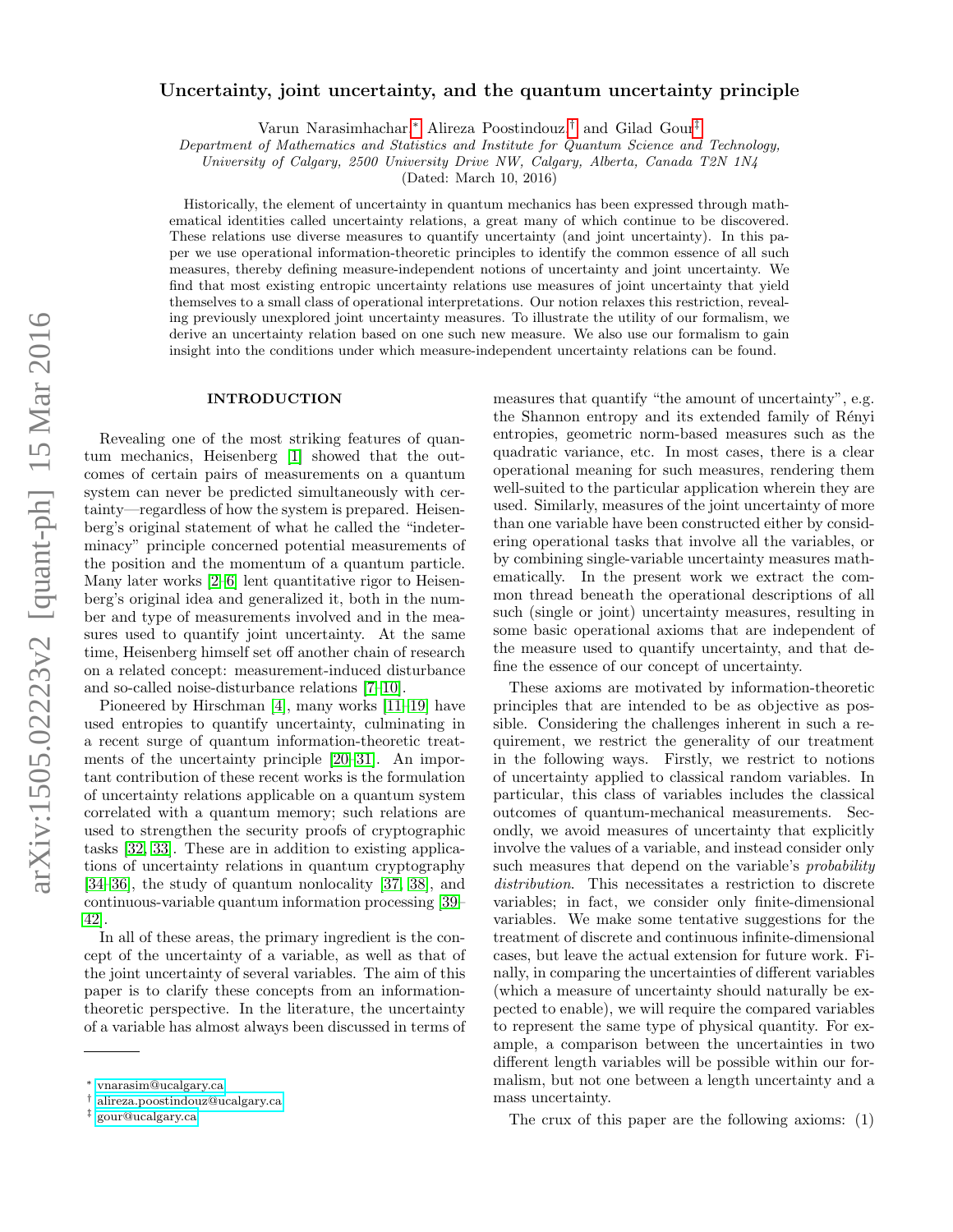# Uncertainty, joint uncertainty, and the quantum uncertainty principle

Varun Narasimhachar,[*] Alireza Poostindouz,[†] and Gilad Gour[‡]

*Department of Mathematics and Statistics and Institute for Quantum Science and Technology, University of Calgary, 2500 University Drive NW, Calgary, Alberta, Canada T2N 1N4*

(Dated: March 10, 2016)

Historically, the element of uncertainty in quantum mechanics has been expressed through mathematical identities called uncertainty relations, a great many of which continue to be discovered. These relations use diverse measures to quantify uncertainty (and joint uncertainty). In this paper we use operational information-theoretic principles to identify the common essence of all such measures, thereby defining measure-independent notions of uncertainty and joint uncertainty. We find that most existing entropic uncertainty relations use measures of joint uncertainty that yield themselves to a small class of operational interpretations. Our notion relaxes this restriction, revealing previously unexplored joint uncertainty measures. To illustrate the utility of our formalism, we derive an uncertainty relation based on one such new measure. We also use our formalism to gain insight into the conditions under which measure-independent uncertainty relations can be found.

## INTRODUCTION

Revealing one of the most striking features of quantum mechanics, Heisenberg [1] showed that the outcomes of certain pairs of measurements on a quantum system can never be predicted simultaneously with certainty—regardless of how the system is prepared. Heisenberg's original statement of what he called the "indeterminacy" principle concerned potential measurements of the position and the momentum of a quantum particle. Many later works [2–6] lent quantitative rigor to Heisenberg's original idea and generalized it, both in the number and type of measurements involved and in the measures used to quantify joint uncertainty. At the same time, Heisenberg himself set off another chain of research on a related concept: measurement-induced disturbance and so-called noise-disturbance relations [7–10].

Pioneered by Hirschman [4], many works [11–19] have used entropies to quantify uncertainty, culminating in a recent surge of quantum information-theoretic treatments of the uncertainty principle [20–31]. An important contribution of these recent works is the formulation of uncertainty relations applicable on a quantum system correlated with a quantum memory; such relations are used to strengthen the security proofs of cryptographic tasks [32, 33]. These are in addition to existing applications of uncertainty relations in quantum cryptography [34–36], the study of quantum nonlocality [37, 38], and continuous-variable quantum information processing [39–42].

In all of these areas, the primary ingredient is the concept of the uncertainty of a variable, as well as that of the joint uncertainty of several variables. The aim of this paper is to clarify these concepts from an information-theoretic perspective. In the literature, the uncertainty of a variable has almost always been discussed in terms of measures that quantify "the amount of uncertainty", e.g. the Shannon entropy and its extended family of Rényi entropies, geometric norm-based measures such as the quadratic variance, etc. In most cases, there is a clear operational meaning for such measures, rendering them well-suited to the particular application wherein they are used. Similarly, measures of the joint uncertainty of more than one variable have been constructed either by considering operational tasks that involve all the variables, or by combining single-variable uncertainty measures mathematically. In the present work we extract the common thread beneath the operational descriptions of all such (single or joint) uncertainty measures, resulting in some basic operational axioms that are independent of the measure used to quantify uncertainty, and that define the essence of our concept of uncertainty.

These axioms are motivated by information-theoretic principles that are intended to be as objective as possible. Considering the challenges inherent in such a requirement, we restrict the generality of our treatment in the following ways. Firstly, we restrict to notions of uncertainty applied to classical random variables. In particular, this class of variables includes the classical outcomes of quantum-mechanical measurements. Secondly, we avoid measures of uncertainty that explicitly involve the values of a variable, and instead consider only such measures that depend on the variable's *probability distribution*. This necessitates a restriction to discrete variables; in fact, we consider only finite-dimensional variables. We make some tentative suggestions for the treatment of discrete and continuous infinite-dimensional cases, but leave the actual extension for future work. Finally, in comparing the uncertainties of different variables (which a measure of uncertainty should naturally be expected to enable), we will require the compared variables to represent the same type of physical quantity. For example, a comparison between the uncertainties in two different length variables will be possible within our formalism, but not one between a length uncertainty and a mass uncertainty.

The crux of this paper are the following axioms: (1)

---

[*] vnarasim@ucalgary.ca
[†] alireza.poostindouz@ucalgary.ca
[‡] gour@ucalgary.ca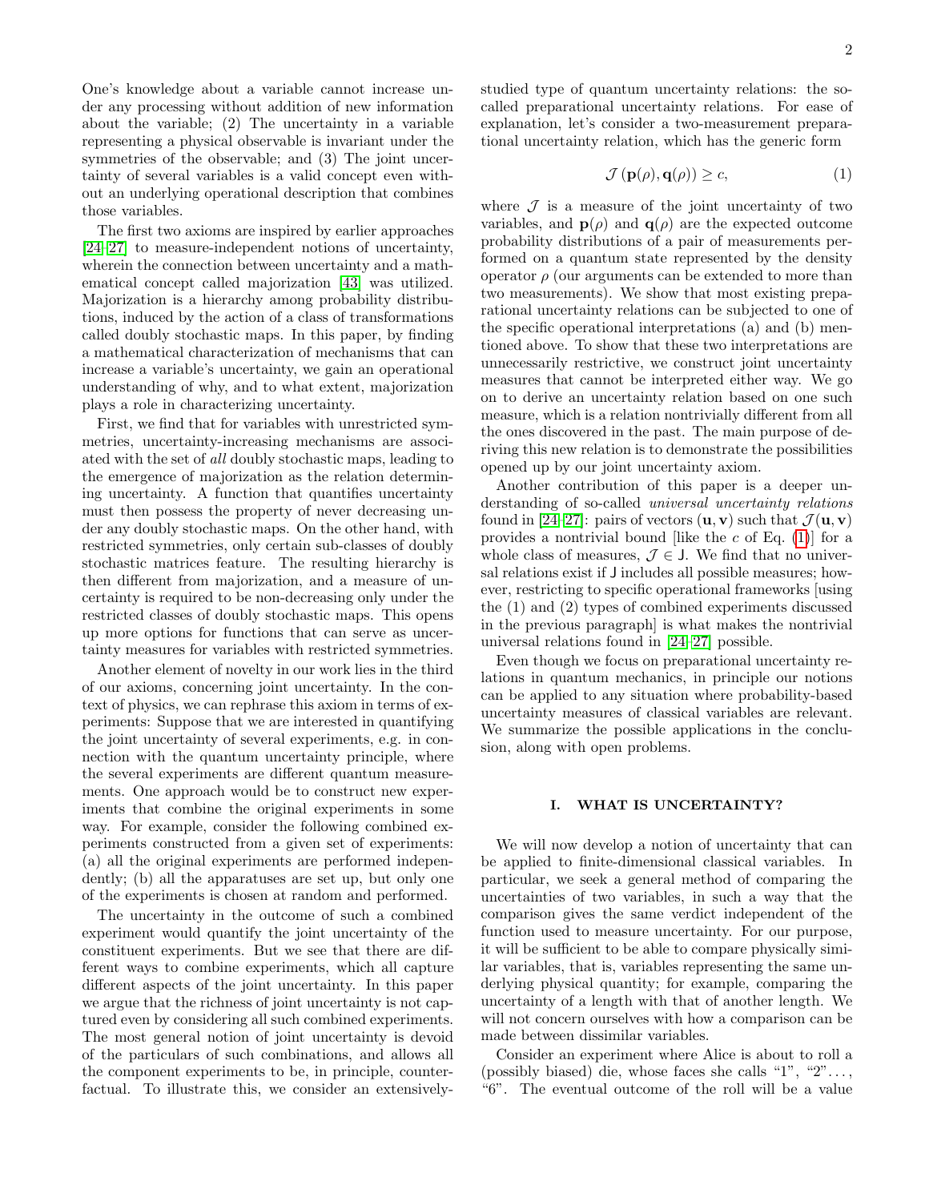One's knowledge about a variable cannot increase under any processing without addition of new information about the variable; (2) The uncertainty in a variable representing a physical observable is invariant under the symmetries of the observable; and (3) The joint uncertainty of several variables is a valid concept even without an underlying operational description that combines those variables.

The first two axioms are inspired by earlier approaches [24–27] to measure-independent notions of uncertainty, wherein the connection between uncertainty and a mathematical concept called majorization [43] was utilized. Majorization is a hierarchy among probability distributions, induced by the action of a class of transformations called doubly stochastic maps. In this paper, by finding a mathematical characterization of mechanisms that can increase a variable's uncertainty, we gain an operational understanding of why, and to what extent, majorization plays a role in characterizing uncertainty.

First, we find that for variables with unrestricted symmetries, uncertainty-increasing mechanisms are associated with the set of *all* doubly stochastic maps, leading to the emergence of majorization as the relation determining uncertainty. A function that quantifies uncertainty must then possess the property of never decreasing under any doubly stochastic maps. On the other hand, with restricted symmetries, only certain sub-classes of doubly stochastic matrices feature. The resulting hierarchy is then different from majorization, and a measure of uncertainty is required to be non-decreasing only under the restricted classes of doubly stochastic maps. This opens up more options for functions that can serve as uncertainty measures for variables with restricted symmetries.

Another element of novelty in our work lies in the third of our axioms, concerning joint uncertainty. In the context of physics, we can rephrase this axiom in terms of experiments: Suppose that we are interested in quantifying the joint uncertainty of several experiments, e.g. in connection with the quantum uncertainty principle, where the several experiments are different quantum measurements. One approach would be to construct new experiments that combine the original experiments in some way. For example, consider the following combined experiments constructed from a given set of experiments: (a) all the original experiments are performed independently; (b) all the apparatuses are set up, but only one of the experiments is chosen at random and performed.

The uncertainty in the outcome of such a combined experiment would quantify the joint uncertainty of the constituent experiments. But we see that there are different ways to combine experiments, which all capture different aspects of the joint uncertainty. In this paper we argue that the richness of joint uncertainty is not captured even by considering all such combined experiments. The most general notion of joint uncertainty is devoid of the particulars of such combinations, and allows all the component experiments to be, in principle, counterfactual. To illustrate this, we consider an extensively-studied type of quantum uncertainty relations: the so-called preparational uncertainty relations. For ease of explanation, let's consider a two-measurement preparational uncertainty relation, which has the generic form

$$\mathcal{J}\left(\mathbf{p}(\rho), \mathbf{q}(\rho)\right) \geq c, \tag{1}$$

where $\mathcal{J}$ is a measure of the joint uncertainty of two variables, and $\mathbf{p}(\rho)$ and $\mathbf{q}(\rho)$ are the expected outcome probability distributions of a pair of measurements performed on a quantum state represented by the density operator $\rho$ (our arguments can be extended to more than two measurements). We show that most existing preparational uncertainty relations can be subjected to one of the specific operational interpretations (a) and (b) mentioned above. To show that these two interpretations are unnecessarily restrictive, we construct joint uncertainty measures that cannot be interpreted either way. We go on to derive an uncertainty relation based on one such measure, which is a relation nontrivially different from all the ones discovered in the past. The main purpose of deriving this new relation is to demonstrate the possibilities opened up by our joint uncertainty axiom.

Another contribution of this paper is a deeper understanding of so-called *universal uncertainty relations* found in [24–27]: pairs of vectors $(\mathbf{u}, \mathbf{v})$ such that $\mathcal{J}(\mathbf{u}, \mathbf{v})$ provides a nontrivial bound [like the $c$ of Eq. (1)] for a whole class of measures, $\mathcal{J} \in \mathsf{J}$. We find that no universal relations exist if $\mathsf{J}$ includes all possible measures; however, restricting to specific operational frameworks [using the (1) and (2) types of combined experiments discussed in the previous paragraph] is what makes the nontrivial universal relations found in [24–27] possible.

Even though we focus on preparational uncertainty relations in quantum mechanics, in principle our notions can be applied to any situation where probability-based uncertainty measures of classical variables are relevant. We summarize the possible applications in the conclusion, along with open problems.

## I. WHAT IS UNCERTAINTY?

We will now develop a notion of uncertainty that can be applied to finite-dimensional classical variables. In particular, we seek a general method of comparing the uncertainties of two variables, in such a way that the comparison gives the same verdict independent of the function used to measure uncertainty. For our purpose, it will be sufficient to be able to compare physically similar variables, that is, variables representing the same underlying physical quantity; for example, comparing the uncertainty of a length with that of another length. We will not concern ourselves with how a comparison can be made between dissimilar variables.

Consider an experiment where Alice is about to roll a (possibly biased) die, whose faces she calls "1", "2"..., "6". The eventual outcome of the roll will be a value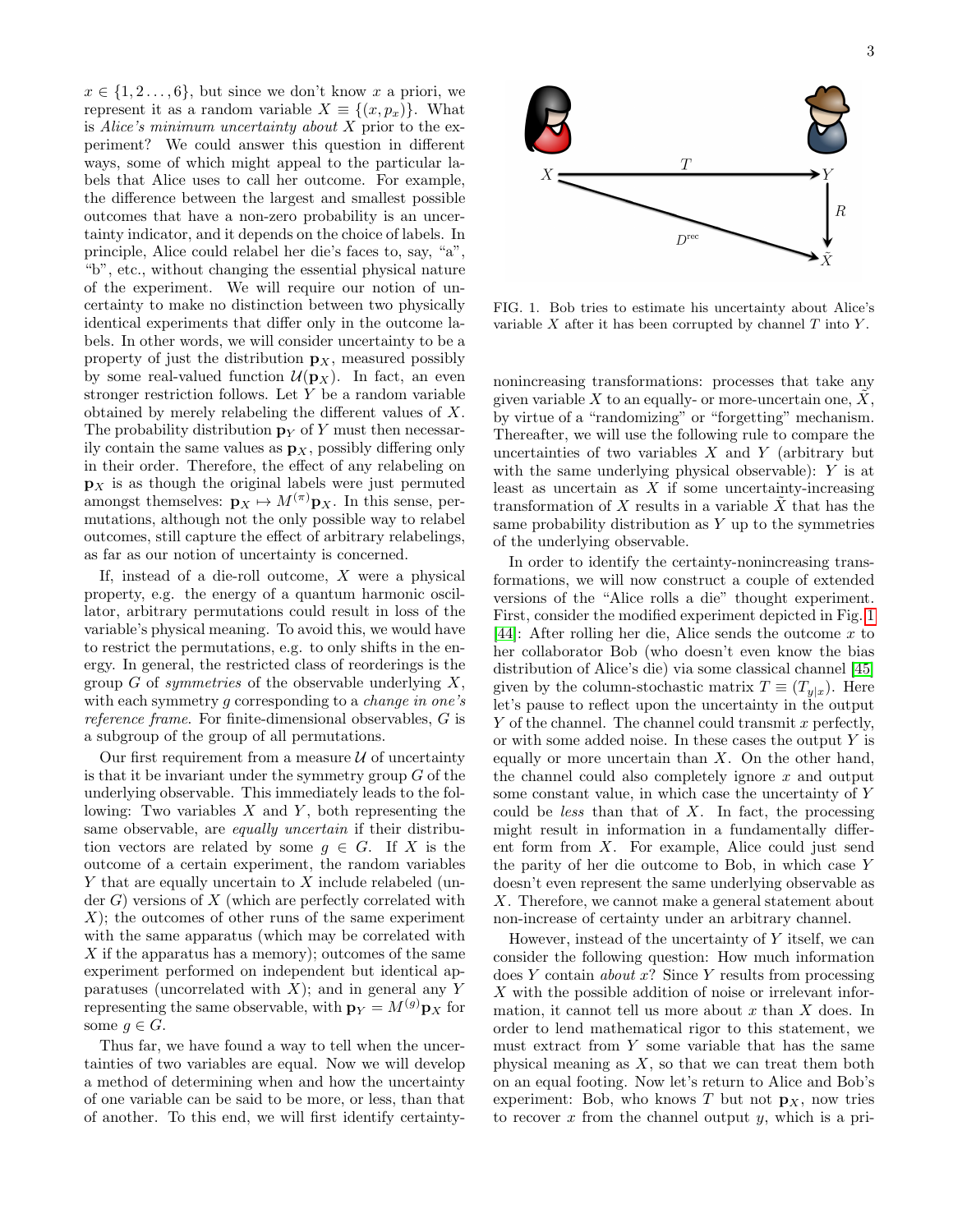$x \in \{1, 2 \ldots, 6\}$, but since we don't know $x$ a priori, we represent it as a random variable $X \equiv \{(x, p_x)\}$. What is *Alice's minimum uncertainty about* $X$ prior to the experiment? We could answer this question in different ways, some of which might appeal to the particular labels that Alice uses to call her outcome. For example, the difference between the largest and smallest possible outcomes that have a non-zero probability is an uncertainty indicator, and it depends on the choice of labels. In principle, Alice could relabel her die's faces to, say, "a", "b", etc., without changing the essential physical nature of the experiment. We will require our notion of uncertainty to make no distinction between two physically identical experiments that differ only in the outcome labels. In other words, we will consider uncertainty to be a property of just the distribution $\mathbf{p}_X$, measured possibly by some real-valued function $\mathcal{U}(\mathbf{p}_X)$. In fact, an even stronger restriction follows. Let $Y$ be a random variable obtained by merely relabeling the different values of $X$. The probability distribution $\mathbf{p}_Y$ of $Y$ must then necessarily contain the same values as $\mathbf{p}_X$, possibly differing only in their order. Therefore, the effect of any relabeling on $\mathbf{p}_X$ is as though the original labels were just permuted amongst themselves: $\mathbf{p}_X \mapsto M^{(\pi)}\mathbf{p}_X$. In this sense, permutations, although not the only possible way to relabel outcomes, still capture the effect of arbitrary relabelings, as far as our notion of uncertainty is concerned.

If, instead of a die-roll outcome, $X$ were a physical property, e.g. the energy of a quantum harmonic oscillator, arbitrary permutations could result in loss of the variable's physical meaning. To avoid this, we would have to restrict the permutations, e.g. to only shifts in the energy. In general, the restricted class of reorderings is the group $G$ of *symmetries* of the observable underlying $X$, with each symmetry $g$ corresponding to a *change in one's reference frame*. For finite-dimensional observables, $G$ is a subgroup of the group of all permutations.

Our first requirement from a measure $\mathcal{U}$ of uncertainty is that it be invariant under the symmetry group $G$ of the underlying observable. This immediately leads to the following: Two variables $X$ and $Y$, both representing the same observable, are *equally uncertain* if their distribution vectors are related by some $g \in G$. If $X$ is the outcome of a certain experiment, the random variables $Y$ that are equally uncertain to $X$ include relabeled (under $G$) versions of $X$ (which are perfectly correlated with $X$); the outcomes of other runs of the same experiment with the same apparatus (which may be correlated with $X$ if the apparatus has a memory); outcomes of the same experiment performed on independent but identical apparatuses (uncorrelated with $X$); and in general any $Y$ representing the same observable, with $\mathbf{p}_Y = M^{(g)}\mathbf{p}_X$ for some $g \in G$.

Thus far, we have found a way to tell when the uncertainties of two variables are equal. Now we will develop a method of determining when and how the uncertainty of one variable can be said to be more, or less, than that of another. To this end, we will first identify certainty-nonincreasing transformations: processes that take any given variable $X$ to an equally- or more-uncertain one, $\tilde{X}$, by virtue of a "randomizing" or "forgetting" mechanism. Thereafter, we will use the following rule to compare the uncertainties of two variables $X$ and $Y$ (arbitrary but with the same underlying physical observable): $Y$ is at least as uncertain as $X$ if some uncertainty-increasing transformation of $X$ results in a variable $\tilde{X}$ that has the same probability distribution as $Y$ up to the symmetries of the underlying observable.

FIG. 1. Bob tries to estimate his uncertainty about Alice's variable $X$ after it has been corrupted by channel $T$ into $Y$.

In order to identify the certainty-nonincreasing transformations, we will now construct a couple of extended versions of the "Alice rolls a die" thought experiment. First, consider the modified experiment depicted in Fig. 1 [44]: After rolling her die, Alice sends the outcome $x$ to her collaborator Bob (who doesn't even know the bias distribution of Alice's die) via some classical channel [45] given by the column-stochastic matrix $T \equiv (T_{y|x})$. Here let's pause to reflect upon the uncertainty in the output $Y$ of the channel. The channel could transmit $x$ perfectly, or with some added noise. In these cases the output $Y$ is equally or more uncertain than $X$. On the other hand, the channel could also completely ignore $x$ and output some constant value, in which case the uncertainty of $Y$ could be *less* than that of $X$. In fact, the processing might result in information in a fundamentally different form from $X$. For example, Alice could just send the parity of her die outcome to Bob, in which case $Y$ doesn't even represent the same underlying observable as $X$. Therefore, we cannot make a general statement about non-increase of certainty under an arbitrary channel.

However, instead of the uncertainty of $Y$ itself, we can consider the following question: How much information does $Y$ contain *about* $x$? Since $Y$ results from processing $X$ with the possible addition of noise or irrelevant information, it cannot tell us more about $x$ than $X$ does. In order to lend mathematical rigor to this statement, we must extract from $Y$ some variable that has the same physical meaning as $X$, so that we can treat them both on an equal footing. Now let's return to Alice and Bob's experiment: Bob, who knows $T$ but not $\mathbf{p}_X$, now tries to recover $x$ from the channel output $y$, which is a pri-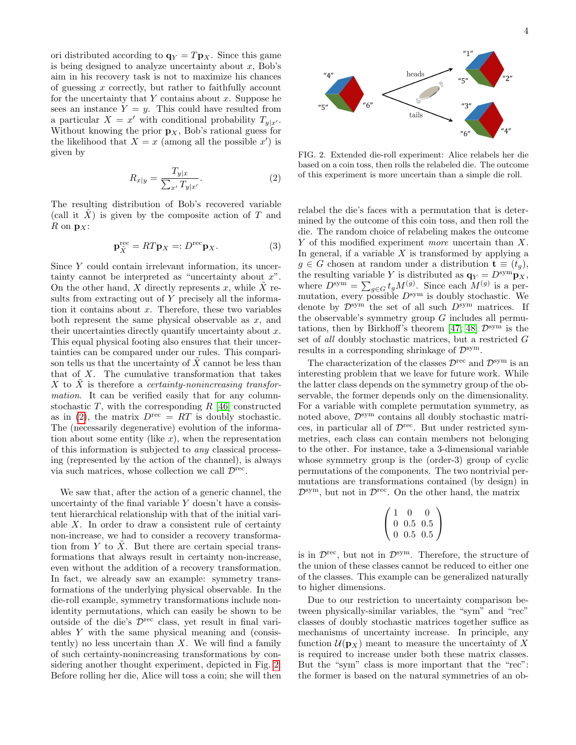ori distributed according to $\mathbf{q}_Y = T\mathbf{p}_X$. Since this game is being designed to analyze uncertainty about $x$, Bob's aim in his recovery task is not to maximize his chances of guessing $x$ correctly, but rather to faithfully account for the uncertainty that $Y$ contains about $x$. Suppose he sees an instance $Y = y$. This could have resulted from a particular $X = x'$ with conditional probability $T_{y|x'}$. Without knowing the prior $\mathbf{p}_X$, Bob's rational guess for the likelihood that $X = x$ (among all the possible $x'$) is given by

$$R_{x|y} = \frac{T_{y|x}}{\sum_{x'} T_{y|x'}}. \tag{2}$$

The resulting distribution of Bob's recovered variable (call it $\tilde{X}$) is given by the composite action of $T$ and $R$ on $\mathbf{p}_X$:

$$\mathbf{p}^{\mathrm{rec}}_{\tilde{X}} = RT\mathbf{p}_X =: D^{\mathrm{rec}}\mathbf{p}_X. \tag{3}$$

Since $Y$ could contain irrelevant information, its uncertainty cannot be interpreted as "uncertainty about $x$". On the other hand, $X$ directly represents $x$, while $\tilde{X}$ results from extracting out of $Y$ precisely all the information it contains about $x$. Therefore, these two variables both represent the same physical observable as $x$, and their uncertainties directly quantify uncertainty about $x$. This equal physical footing also ensures that their uncertainties can be compared under our rules. This comparison tells us that the uncertainty of $\tilde{X}$ cannot be less than that of $X$. The cumulative transformation that takes $X$ to $\tilde{X}$ is therefore a *certainty-nonincreasing transformation*. It can be verified easily that for any column-stochastic $T$, with the corresponding $R$ [46] constructed as in (2), the matrix $D^{\mathrm{rec}} = RT$ is doubly stochastic. The (necessarily degenerate) evolution of the information about some entity (like $x$), when the representation of this information is subjected to *any* classical processing (represented by the action of the channel), is always via such matrices, whose collection we call $\mathcal{D}^{\mathrm{rec}}$.

We saw that, after the action of a generic channel, the uncertainty of the final variable $Y$ doesn't have a consistent hierarchical relationship with that of the initial variable $X$. In order to draw a consistent rule of certainty non-increase, we had to consider a recovery transformation from $Y$ to $\tilde{X}$. But there are certain special transformations that always result in certainty non-increase, even without the addition of a recovery transformation. In fact, we already saw an example: symmetry transformations of the underlying physical observable. In the die-roll example, symmetry transformations include non-identity permutations, which can easily be shown to be outside of the die's $\mathcal{D}^{\mathrm{rec}}$ class, yet result in final variables $Y$ with the same physical meaning and (consistently) no less uncertain than $X$. We will find a family of such certainty-nonincreasing transformations by considering another thought experiment, depicted in Fig. 2: Before rolling her die, Alice will toss a coin; she will then relabel the die's faces with a permutation that is determined by the outcome of this coin toss, and then roll the die. The random choice of relabeling makes the outcome $Y$ of this modified experiment *more* uncertain than $X$. In general, if a variable $X$ is transformed by applying a $g \in G$ chosen at random under a distribution $\mathbf{t} \equiv (t_g)$, the resulting variable $Y$ is distributed as $\mathbf{q}_Y = D^{\mathrm{sym}}\mathbf{p}_X$, where $D^{\mathrm{sym}} = \sum_{g \in G} t_g M^{(g)}$. Since each $M^{(g)}$ is a permutation, every possible $D^{\mathrm{sym}}$ is doubly stochastic. We denote by $\mathcal{D}^{\mathrm{sym}}$ the set of all such $D^{\mathrm{sym}}$ matrices. If the observable's symmetry group $G$ includes all permutations, then by Birkhoff's theorem [47, 48] $\mathcal{D}^{\mathrm{sym}}$ is the set of *all* doubly stochastic matrices, but a restricted $G$ results in a corresponding shrinkage of $\mathcal{D}^{\mathrm{sym}}$.

FIG. 2. Extended die-roll experiment: Alice relabels her die based on a coin toss, then rolls the relabeled die. The outcome of this experiment is more uncertain than a simple die roll.

The characterization of the classes $\mathcal{D}^{\mathrm{rec}}$ and $\mathcal{D}^{\mathrm{sym}}$ is an interesting problem that we leave for future work. While the latter class depends on the symmetry group of the observable, the former depends only on the dimensionality. For a variable with complete permutation symmetry, as noted above, $\mathcal{D}^{\mathrm{sym}}$ contains all doubly stochastic matrices, in particular all of $\mathcal{D}^{\mathrm{rec}}$. But under restricted symmetries, each class can contain members not belonging to the other. For instance, take a 3-dimensional variable whose symmetry group is the (order-3) group of cyclic permutations of the components. The two nontrivial permutations are transformations contained (by design) in $\mathcal{D}^{\mathrm{sym}}$, but not in $\mathcal{D}^{\mathrm{rec}}$. On the other hand, the matrix

$$\begin{pmatrix} 1 & 0 & 0 \\ 0 & 0.5 & 0.5 \\ 0 & 0.5 & 0.5 \end{pmatrix}$$

is in $\mathcal{D}^{\mathrm{rec}}$, but not in $\mathcal{D}^{\mathrm{sym}}$. Therefore, the structure of the union of these classes cannot be reduced to either one of the classes. This example can be generalized naturally to higher dimensions.

Due to our restriction to uncertainty comparison between physically-similar variables, the "sym" and "rec" classes of doubly stochastic matrices together suffice as mechanisms of uncertainty increase. In principle, any function $\mathcal{U}(\mathbf{p}_X)$ meant to measure the uncertainty of $X$ is required to increase under both these matrix classes. But the "sym" class is more important that the "rec": the former is based on the natural symmetries of an ob-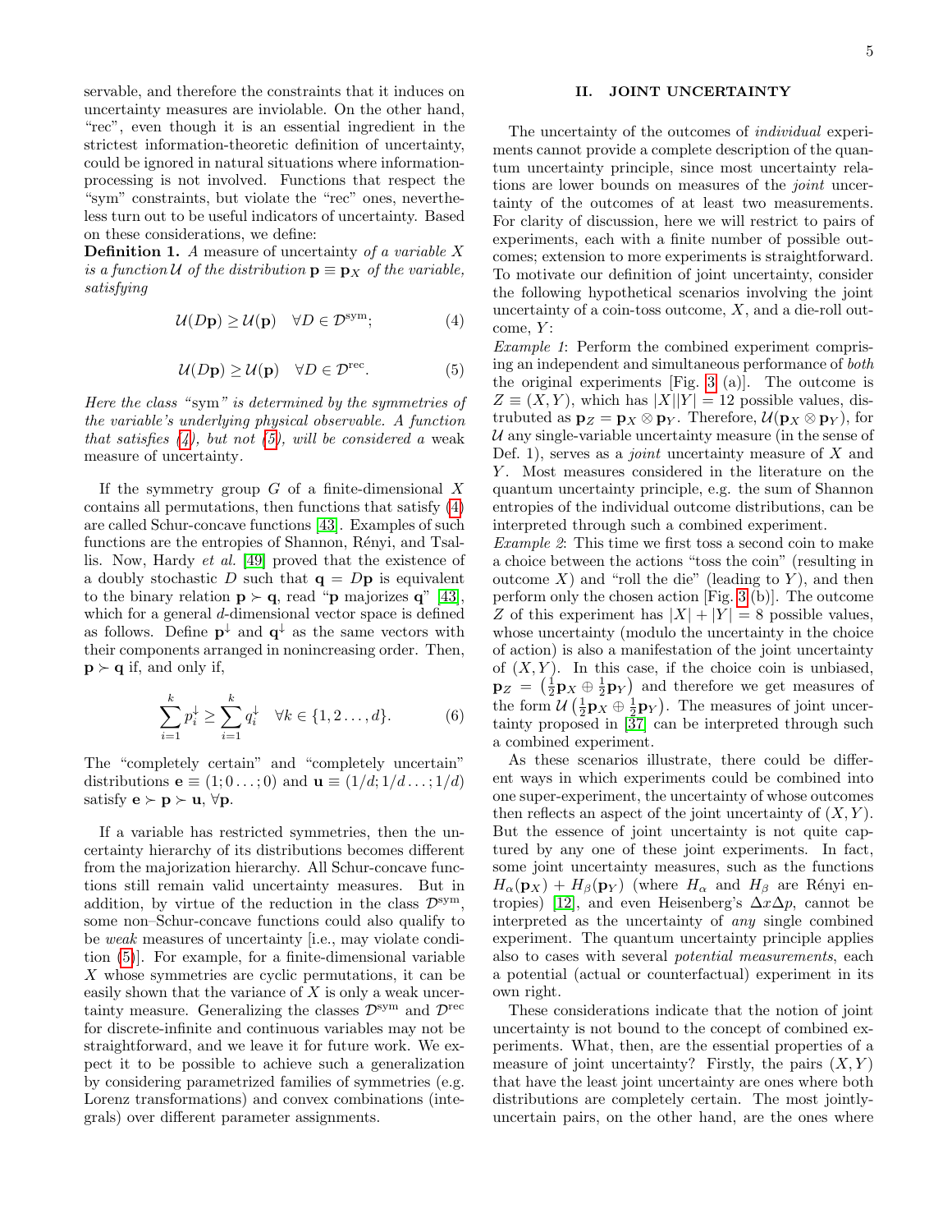servable, and therefore the constraints that it induces on uncertainty measures are inviolable. On the other hand, "rec", even though it is an essential ingredient in the strictest information-theoretic definition of uncertainty, could be ignored in natural situations where information-processing is not involved. Functions that respect the "sym" constraints, but violate the "rec" ones, nevertheless turn out to be useful indicators of uncertainty. Based on these considerations, we define:

**Definition 1.** *A measure of uncertainty of a variable $X$ is a function $\mathcal{U}$ of the distribution $\mathbf{p} \equiv \mathbf{p}_X$ of the variable, satisfying*

$$\mathcal{U}(D\mathbf{p}) \geq \mathcal{U}(\mathbf{p}) \quad \forall D \in \mathcal{D}^{\rm sym}; \tag{4}$$

$$\mathcal{U}(D\mathbf{p}) \geq \mathcal{U}(\mathbf{p}) \quad \forall D \in \mathcal{D}^{\rm rec}. \tag{5}$$

*Here the class "sym" is determined by the symmetries of the variable's underlying physical observable. A function that satisfies (4), but not (5), will be considered a* weak *measure of uncertainty.*

If the symmetry group $G$ of a finite-dimensional $X$ contains all permutations, then functions that satisfy (4) are called Schur-concave functions [43]. Examples of such functions are the entropies of Shannon, Rényi, and Tsallis. Now, Hardy *et al.* [49] proved that the existence of a doubly stochastic $D$ such that $\mathbf{q} = D\mathbf{p}$ is equivalent to the binary relation $\mathbf{p} \succ \mathbf{q}$, read "$\mathbf{p}$ majorizes $\mathbf{q}$" [43], which for a general $d$-dimensional vector space is defined as follows. Define $\mathbf{p}^\downarrow$ and $\mathbf{q}^\downarrow$ as the same vectors with their components arranged in nonincreasing order. Then, $\mathbf{p} \succ \mathbf{q}$ if, and only if,

$$\sum_{i=1}^{k} p_i^\downarrow \geq \sum_{i=1}^{k} q_i^\downarrow \quad \forall k \in \{1, 2 \ldots, d\}. \tag{6}$$

The "completely certain" and "completely uncertain" distributions $\mathbf{e} \equiv (1; 0 \ldots; 0)$ and $\mathbf{u} \equiv (1/d; 1/d \ldots; 1/d)$ satisfy $\mathbf{e} \succ \mathbf{p} \succ \mathbf{u}$, $\forall \mathbf{p}$.

If a variable has restricted symmetries, then the uncertainty hierarchy of its distributions becomes different from the majorization hierarchy. All Schur-concave functions still remain valid uncertainty measures. But in addition, by virtue of the reduction in the class $\mathcal{D}^{\rm sym}$, some non–Schur-concave functions could also qualify to be *weak* measures of uncertainty [i.e., may violate condition (5)]. For example, for a finite-dimensional variable $X$ whose symmetries are cyclic permutations, it can be easily shown that the variance of $X$ is only a weak uncertainty measure. Generalizing the classes $\mathcal{D}^{\rm sym}$ and $\mathcal{D}^{\rm rec}$ for discrete-infinite and continuous variables may not be straightforward, and we leave it for future work. We expect it to be possible to achieve such a generalization by considering parametrized families of symmetries (e.g. Lorenz transformations) and convex combinations (integrals) over different parameter assignments.

## II. JOINT UNCERTAINTY

The uncertainty of the outcomes of *individual* experiments cannot provide a complete description of the quantum uncertainty principle, since most uncertainty relations are lower bounds on measures of the *joint* uncertainty of the outcomes of at least two measurements. For clarity of discussion, here we will restrict to pairs of experiments, each with a finite number of possible outcomes; extension to more experiments is straightforward. To motivate our definition of joint uncertainty, consider the following hypothetical scenarios involving the joint uncertainty of a coin-toss outcome, $X$, and a die-roll outcome, $Y$:

*Example 1*: Perform the combined experiment comprising an independent and simultaneous performance of *both* the original experiments [Fig. 3 (a)]. The outcome is $Z \equiv (X, Y)$, which has $|X||Y| = 12$ possible values, distributed as $\mathbf{p}_Z = \mathbf{p}_X \otimes \mathbf{p}_Y$. Therefore, $\mathcal{U}(\mathbf{p}_X \otimes \mathbf{p}_Y)$, for $\mathcal{U}$ any single-variable uncertainty measure (in the sense of Def. 1), serves as a *joint* uncertainty measure of $X$ and $Y$. Most measures considered in the literature on the quantum uncertainty principle, e.g. the sum of Shannon entropies of the individual outcome distributions, can be interpreted through such a combined experiment.

*Example 2*: This time we first toss a second coin to make a choice between the actions "toss the coin" (resulting in outcome $X$) and "roll the die" (leading to $Y$), and then perform only the chosen action [Fig. 3 (b)]. The outcome $Z$ of this experiment has $|X| + |Y| = 8$ possible values, whose uncertainty (modulo the uncertainty in the choice of action) is also a manifestation of the joint uncertainty of $(X, Y)$. In this case, if the choice coin is unbiased, $\mathbf{p}_Z = \left(\frac{1}{2}\mathbf{p}_X \oplus \frac{1}{2}\mathbf{p}_Y\right)$ and therefore we get measures of the form $\mathcal{U}\left(\frac{1}{2}\mathbf{p}_X \oplus \frac{1}{2}\mathbf{p}_Y\right)$. The measures of joint uncertainty proposed in [37] can be interpreted through such a combined experiment.

As these scenarios illustrate, there could be different ways in which experiments could be combined into one super-experiment, the uncertainty of whose outcomes then reflects an aspect of the joint uncertainty of $(X, Y)$. But the essence of joint uncertainty is not quite captured by any one of these joint experiments. In fact, some joint uncertainty measures, such as the functions $H_\alpha(\mathbf{p}_X) + H_\beta(\mathbf{p}_Y)$ (where $H_\alpha$ and $H_\beta$ are Rényi entropies) [12], and even Heisenberg's $\Delta x \Delta p$, cannot be interpreted as the uncertainty of *any* single combined experiment. The quantum uncertainty principle applies also to cases with several *potential measurements*, each a potential (actual or counterfactual) experiment in its own right.

These considerations indicate that the notion of joint uncertainty is not bound to the concept of combined experiments. What, then, are the essential properties of a measure of joint uncertainty? Firstly, the pairs $(X, Y)$ that have the least joint uncertainty are ones where both distributions are completely certain. The most jointly-uncertain pairs, on the other hand, are the ones where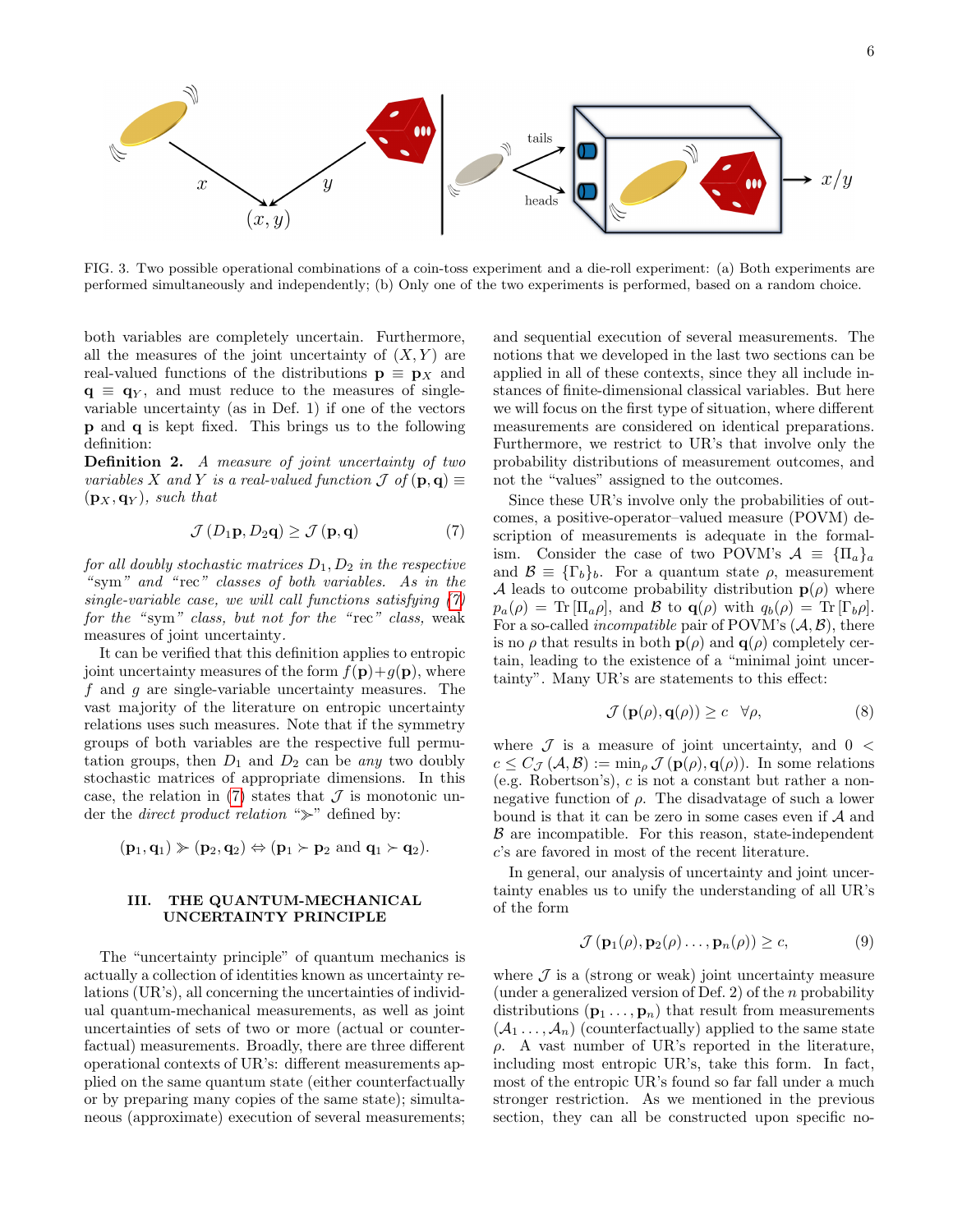FIG. 3. Two possible operational combinations of a coin-toss experiment and a die-roll experiment: (a) Both experiments are performed simultaneously and independently; (b) Only one of the two experiments is performed, based on a random choice.

both variables are completely uncertain. Furthermore, all the measures of the joint uncertainty of $(X, Y)$ are real-valued functions of the distributions $\mathbf{p} \equiv \mathbf{p}_X$ and $\mathbf{q} \equiv \mathbf{q}_Y$, and must reduce to the measures of single-variable uncertainty (as in Def. 1) if one of the vectors $\mathbf{p}$ and $\mathbf{q}$ is kept fixed. This brings us to the following definition:

**Definition 2.** *A measure of joint uncertainty of two variables $X$ and $Y$ is a real-valued function $\mathcal{J}$ of $(\mathbf{p}, \mathbf{q}) \equiv (\mathbf{p}_X, \mathbf{q}_Y)$, such that*

$$\mathcal{J}\left(D_1\mathbf{p}, D_2\mathbf{q}\right) \geq \mathcal{J}\left(\mathbf{p}, \mathbf{q}\right) \tag{7}$$

*for all doubly stochastic matrices $D_1, D_2$ in the respective "sym" and "rec" classes of both variables. As in the single-variable case, we will call functions satisfying (7) for the "sym" class, but not for the "rec" class,* weak *measures of joint uncertainty.*

It can be verified that this definition applies to entropic joint uncertainty measures of the form $f(\mathbf{p})+g(\mathbf{p})$, where $f$ and $g$ are single-variable uncertainty measures. The vast majority of the literature on entropic uncertainty relations uses such measures. Note that if the symmetry groups of both variables are the respective full permutation groups, then $D_1$ and $D_2$ can be *any* two doubly stochastic matrices of appropriate dimensions. In this case, the relation in (7) states that $\mathcal{J}$ is monotonic under the *direct product relation* "$\succ\!\!\succ$" defined by:

$$(\mathbf{p}_1, \mathbf{q}_1) \succ\!\!\succ (\mathbf{p}_2, \mathbf{q}_2) \Leftrightarrow (\mathbf{p}_1 \succ \mathbf{p}_2 \text{ and } \mathbf{q}_1 \succ \mathbf{q}_2).$$

## III. THE QUANTUM-MECHANICAL UNCERTAINTY PRINCIPLE

The "uncertainty principle" of quantum mechanics is actually a collection of identities known as uncertainty relations (UR's), all concerning the uncertainties of individual quantum-mechanical measurements, as well as joint uncertainties of sets of two or more (actual or counterfactual) measurements. Broadly, there are three different operational contexts of UR's: different measurements applied on the same quantum state (either counterfactually or by preparing many copies of the same state); simultaneous (approximate) execution of several measurements; and sequential execution of several measurements. The notions that we developed in the last two sections can be applied in all of these contexts, since they all include instances of finite-dimensional classical variables. But here we will focus on the first type of situation, where different measurements are considered on identical preparations. Furthermore, we restrict to UR's that involve only the probability distributions of measurement outcomes, and not the "values" assigned to the outcomes.

Since these UR's involve only the probabilities of outcomes, a positive-operator–valued measure (POVM) description of measurements is adequate in the formalism. Consider the case of two POVM's $\mathcal{A} \equiv \{\Pi_a\}_a$ and $\mathcal{B} \equiv \{\Gamma_b\}_b$. For a quantum state $\rho$, measurement $\mathcal{A}$ leads to outcome probability distribution $\mathbf{p}(\rho)$ where $p_a(\rho) = \text{Tr}\left[\Pi_a\rho\right]$, and $\mathcal{B}$ to $\mathbf{q}(\rho)$ with $q_b(\rho) = \text{Tr}\left[\Gamma_b\rho\right]$. For a so-called *incompatible* pair of POVM's $(\mathcal{A}, \mathcal{B})$, there is no $\rho$ that results in both $\mathbf{p}(\rho)$ and $\mathbf{q}(\rho)$ completely certain, leading to the existence of a "minimal joint uncertainty". Many UR's are statements to this effect:

$$\mathcal{J}\left(\mathbf{p}(\rho), \mathbf{q}(\rho)\right) \geq c \quad \forall\rho, \tag{8}$$

where $\mathcal{J}$ is a measure of joint uncertainty, and $0 < c \leq C_{\mathcal{J}}\left(\mathcal{A}, \mathcal{B}\right) := \min_\rho \mathcal{J}\left(\mathbf{p}(\rho), \mathbf{q}(\rho)\right)$. In some relations (e.g. Robertson's), $c$ is not a constant but rather a non-negative function of $\rho$. The disadvantage of such a lower bound is that it can be zero in some cases even if $\mathcal{A}$ and $\mathcal{B}$ are incompatible. For this reason, state-independent $c$'s are favored in most of the recent literature.

In general, our analysis of uncertainty and joint uncertainty enables us to unify the understanding of all UR's of the form

$$\mathcal{J}\left(\mathbf{p}_1(\rho), \mathbf{p}_2(\rho) \ldots, \mathbf{p}_n(\rho)\right) \geq c, \tag{9}$$

where $\mathcal{J}$ is a (strong or weak) joint uncertainty measure (under a generalized version of Def. 2) of the $n$ probability distributions $(\mathbf{p}_1 \ldots, \mathbf{p}_n)$ that result from measurements $(\mathcal{A}_1 \ldots, \mathcal{A}_n)$ (counterfactually) applied to the same state $\rho$. A vast number of UR's reported in the literature, including most entropic UR's, take this form. In fact, most of the entropic UR's found so far fall under a much stronger restriction. As we mentioned in the previous section, they can all be constructed upon specific no-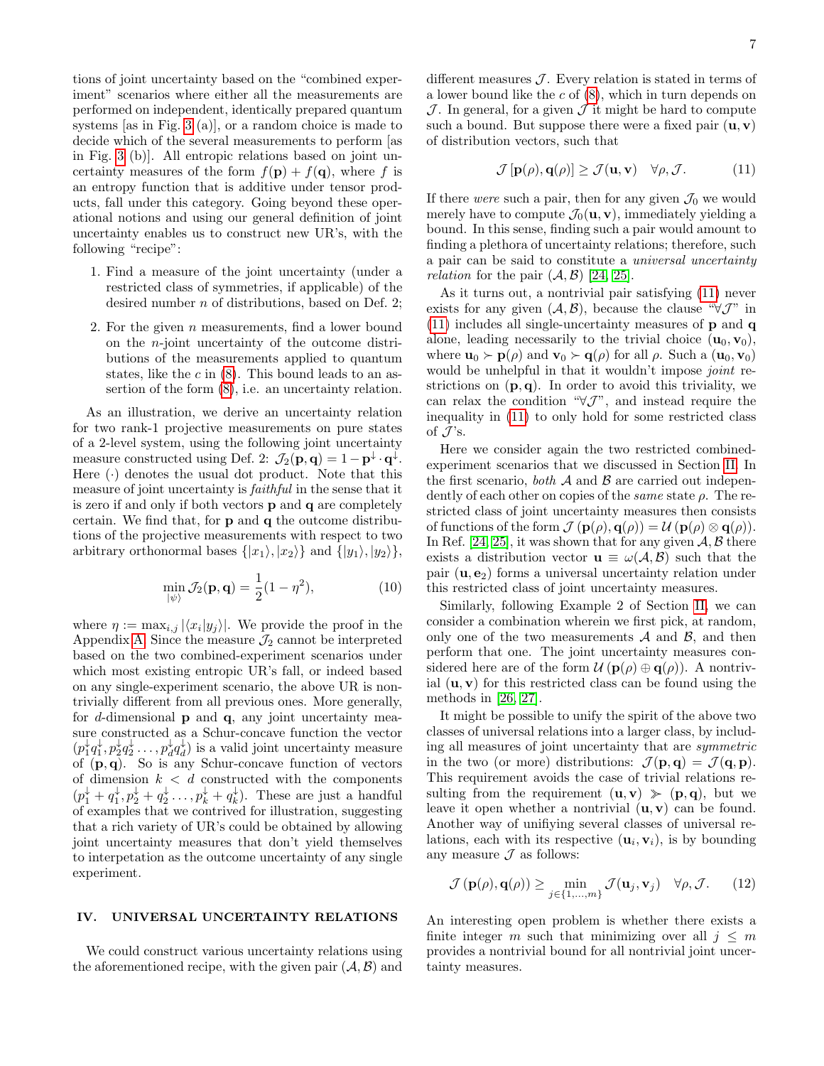tions of joint uncertainty based on the "combined experiment" scenarios where either all the measurements are performed on independent, identically prepared quantum systems [as in Fig. 3 (a)], or a random choice is made to decide which of the several measurements to perform [as in Fig. 3 (b)]. All entropic relations based on joint uncertainty measures of the form $f(\mathbf{p}) + f(\mathbf{q})$, where $f$ is an entropy function that is additive under tensor products, fall under this category. Going beyond these operational notions and using our general definition of joint uncertainty enables us to construct new UR's, with the following "recipe":

1. Find a measure of the joint uncertainty (under a restricted class of symmetries, if applicable) of the desired number $n$ of distributions, based on Def. 2;
2. For the given $n$ measurements, find a lower bound on the $n$-joint uncertainty of the outcome distributions of the measurements applied to quantum states, like the $c$ in (8). This bound leads to an assertion of the form (8), i.e. an uncertainty relation.

As an illustration, we derive an uncertainty relation for two rank-1 projective measurements on pure states of a 2-level system, using the following joint uncertainty measure constructed using Def. 2: $\mathcal{J}_2(\mathbf{p},\mathbf{q}) = 1 - \mathbf{p}^{\downarrow} \cdot \mathbf{q}^{\downarrow}$. Here $(\cdot)$ denotes the usual dot product. Note that this measure of joint uncertainty is *faithful* in the sense that it is zero if and only if both vectors $\mathbf{p}$ and $\mathbf{q}$ are completely certain. We find that, for $\mathbf{p}$ and $\mathbf{q}$ the outcome distributions of the projective measurements with respect to two arbitrary orthonormal bases $\{|x_1\rangle, |x_2\rangle\}$ and $\{|y_1\rangle, |y_2\rangle\}$,

$$\min_{|\psi\rangle} \mathcal{J}_2(\mathbf{p},\mathbf{q}) = \frac{1}{2}(1 - \eta^2), \tag{10}$$

where $\eta := \max_{i,j} |\langle x_i | y_j \rangle|$. We provide the proof in the Appendix A. Since the measure $\mathcal{J}_2$ cannot be interpreted based on the two combined-experiment scenarios under which most existing entropic UR's fall, or indeed based on any single-experiment scenario, the above UR is nontrivially different from all previous ones. More generally, for $d$-dimensional $\mathbf{p}$ and $\mathbf{q}$, any joint uncertainty measure constructed as a Schur-concave function the vector $(p_1^{\downarrow} q_1^{\downarrow}, p_2^{\downarrow} q_2^{\downarrow} \dots, p_d^{\downarrow} q_d^{\downarrow})$ is a valid joint uncertainty measure of $(\mathbf{p},\mathbf{q})$. So is any Schur-concave function of vectors of dimension $k < d$ constructed with the components $(p_1^{\downarrow} + q_1^{\downarrow}, p_2^{\downarrow} + q_2^{\downarrow} \dots, p_k^{\downarrow} + q_k^{\downarrow})$. These are just a handful of examples that we contrived for illustration, suggesting that a rich variety of UR's could be obtained by allowing joint uncertainty measures that don't yield themselves to interpetation as the outcome uncertainty of any single experiment.

## IV. UNIVERSAL UNCERTAINTY RELATIONS

We could construct various uncertainty relations using the aforementioned recipe, with the given pair $(\mathcal{A},\mathcal{B})$ and different measures $\mathcal{J}$. Every relation is stated in terms of a lower bound like the $c$ of (8), which in turn depends on $\mathcal{J}$. In general, for a given $\mathcal{J}$ it might be hard to compute such a bound. But suppose there were a fixed pair $(\mathbf{u},\mathbf{v})$ of distribution vectors, such that

$$\mathcal{J}\left[\mathbf{p}(\rho), \mathbf{q}(\rho)\right] \geq \mathcal{J}(\mathbf{u},\mathbf{v}) \quad \forall \rho, \mathcal{J}. \tag{11}$$

If there *were* such a pair, then for any given $\mathcal{J}_0$ we would merely have to compute $\mathcal{J}_0(\mathbf{u},\mathbf{v})$, immediately yielding a bound. In this sense, finding such a pair would amount to finding a plethora of uncertainty relations; therefore, such a pair can be said to constitute a *universal uncertainty relation* for the pair $(\mathcal{A},\mathcal{B})$ [24, 25].

As it turns out, a nontrivial pair satisfying (11) never exists for any given $(\mathcal{A},\mathcal{B})$, because the clause "$\forall \mathcal{J}$" in (11) includes all single-uncertainty measures of $\mathbf{p}$ and $\mathbf{q}$ alone, leading necessarily to the trivial choice $(\mathbf{u}_0, \mathbf{v}_0)$, where $\mathbf{u}_0 \succ \mathbf{p}(\rho)$ and $\mathbf{v}_0 \succ \mathbf{q}(\rho)$ for all $\rho$. Such a $(\mathbf{u}_0, \mathbf{v}_0)$ would be unhelpful in that it wouldn't impose *joint* restrictions on $(\mathbf{p},\mathbf{q})$. In order to avoid this triviality, we can relax the condition "$\forall \mathcal{J}$", and instead require the inequality in (11) to only hold for some restricted class of $\mathcal{J}$'s.

Here we consider again the two restricted combined-experiment scenarios that we discussed in Section II. In the first scenario, *both* $\mathcal{A}$ and $\mathcal{B}$ are carried out independently of each other on copies of the *same* state $\rho$. The restricted class of joint uncertainty measures then consists of functions of the form $\mathcal{J}(\mathbf{p}(\rho), \mathbf{q}(\rho)) = \mathcal{U}(\mathbf{p}(\rho) \otimes \mathbf{q}(\rho))$. In Ref. [24, 25], it was shown that for any given $\mathcal{A},\mathcal{B}$ there exists a distribution vector $\mathbf{u} \equiv \omega(\mathcal{A},\mathcal{B})$ such that the pair $(\mathbf{u}, \mathbf{e}_2)$ forms a universal uncertainty relation under this restricted class of joint uncertainty measures.

Similarly, following Example 2 of Section II, we can consider a combination wherein we first pick, at random, only one of the two measurements $\mathcal{A}$ and $\mathcal{B}$, and then perform that one. The joint uncertainty measures considered here are of the form $\mathcal{U}(\mathbf{p}(\rho) \oplus \mathbf{q}(\rho))$. A nontrivial $(\mathbf{u},\mathbf{v})$ for this restricted class can be found using the methods in [26, 27].

It might be possible to unify the spirit of the above two classes of universal relations into a larger class, by including all measures of joint uncertainty that are *symmetric* in the two (or more) distributions: $\mathcal{J}(\mathbf{p},\mathbf{q}) = \mathcal{J}(\mathbf{q},\mathbf{p})$. This requirement avoids the case of trivial relations resulting from the requirement $(\mathbf{u},\mathbf{v}) \gg (\mathbf{p},\mathbf{q})$, but we leave it open whether a nontrivial $(\mathbf{u},\mathbf{v})$ can be found. Another way of unifiying several classes of universal relations, each with its respective $(\mathbf{u}_i, \mathbf{v}_i)$, is by bounding any measure $\mathcal{J}$ as follows:

$$\mathcal{J}\left(\mathbf{p}(\rho), \mathbf{q}(\rho)\right) \geq \min_{j \in \{1,\dots,m\}} \mathcal{J}(\mathbf{u}_j, \mathbf{v}_j) \quad \forall \rho, \mathcal{J}. \tag{12}$$

An interesting open problem is whether there exists a finite integer $m$ such that minimizing over all $j \leq m$ provides a nontrivial bound for all nontrivial joint uncertainty measures.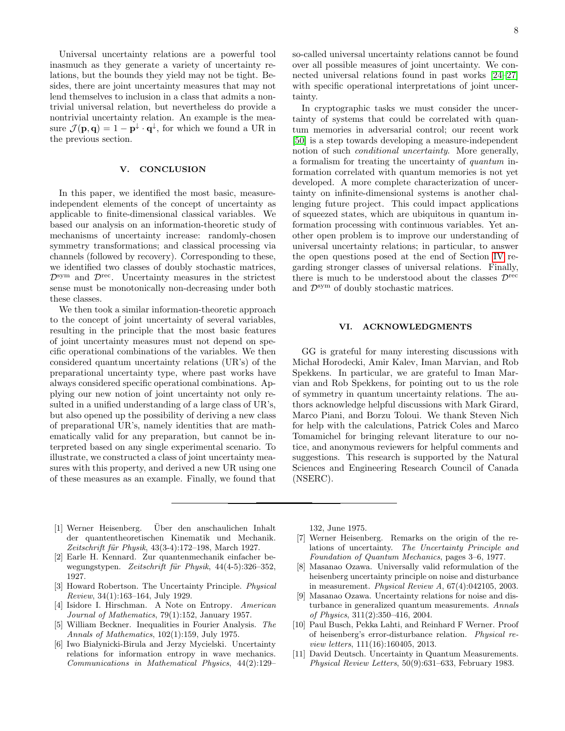Universal uncertainty relations are a powerful tool inasmuch as they generate a variety of uncertainty relations, but the bounds they yield may not be tight. Besides, there are joint uncertainty measures that may not lend themselves to inclusion in a class that admits a nontrivial universal relation, but nevertheless do provide a nontrivial uncertainty relation. An example is the measure $\mathcal{J}(\mathbf{p}, \mathbf{q}) = 1 - \mathbf{p}^{\downarrow} \cdot \mathbf{q}^{\downarrow}$, for which we found a UR in the previous section.

## V. CONCLUSION

In this paper, we identified the most basic, measure-independent elements of the concept of uncertainty as applicable to finite-dimensional classical variables. We based our analysis on an information-theoretic study of mechanisms of uncertainty increase: randomly-chosen symmetry transformations; and classical processing via channels (followed by recovery). Corresponding to these, we identified two classes of doubly stochastic matrices, $\mathcal{D}^{\mathrm{sym}}$ and $\mathcal{D}^{\mathrm{rec}}$. Uncertainty measures in the strictest sense must be monotonically non-decreasing under both these classes.

We then took a similar information-theoretic approach to the concept of joint uncertainty of several variables, resulting in the principle that the most basic features of joint uncertainty measures must not depend on specific operational combinations of the variables. We then considered quantum uncertainty relations (UR's) of the preparational uncertainty type, where past works have always considered specific operational combinations. Applying our new notion of joint uncertainty not only resulted in a unified understanding of a large class of UR's, but also opened up the possibility of deriving a new class of preparational UR's, namely identities that are mathematically valid for any preparation, but cannot be interpreted based on any single experimental scenario. To illustrate, we constructed a class of joint uncertainty measures with this property, and derived a new UR using one of these measures as an example. Finally, we found that so-called universal uncertainty relations cannot be found over all possible measures of joint uncertainty. We connected universal relations found in past works [24–27] with specific operational interpretations of joint uncertainty.

In cryptographic tasks we must consider the uncertainty of systems that could be correlated with quantum memories in adversarial control; our recent work [50] is a step towards developing a measure-independent notion of such *conditional uncertainty*. More generally, a formalism for treating the uncertainty of *quantum* information correlated with quantum memories is not yet developed. A more complete characterization of uncertainty on infinite-dimensional systems is another challenging future project. This could impact applications of squeezed states, which are ubiquitous in quantum information processing with continuous variables. Yet another open problem is to improve our understanding of universal uncertainty relations; in particular, to answer the open questions posed at the end of Section IV regarding stronger classes of universal relations. Finally, there is much to be understood about the classes $\mathcal{D}^{\mathrm{rec}}$ and $\mathcal{D}^{\mathrm{sym}}$ of doubly stochastic matrices.

## VI. ACKNOWLEDGMENTS

GG is grateful for many interesting discussions with Michał Horodecki, Amir Kalev, Iman Marvian, and Rob Spekkens. In particular, we are grateful to Iman Marvian and Rob Spekkens, for pointing out to us the role of symmetry in quantum uncertainty relations. The authors acknowledge helpful discussions with Mark Girard, Marco Piani, and Borzu Toloui. We thank Steven Nich for help with the calculations, Patrick Coles and Marco Tomamichel for bringing relevant literature to our notice, and anonymous reviewers for helpful comments and suggestions. This research is supported by the Natural Sciences and Engineering Research Council of Canada (NSERC).

---

[1] Werner Heisenberg. Über den anschaulichen Inhalt der quantentheoretischen Kinematik und Mechanik. *Zeitschrift für Physik*, 43(3-4):172–198, March 1927.

[2] Earle H. Kennard. Zur quantenmechanik einfacher bewegungstypen. *Zeitschrift für Physik*, 44(4-5):326–352, 1927.

[3] Howard Robertson. The Uncertainty Principle. *Physical Review*, 34(1):163–164, July 1929.

[4] Isidore I. Hirschman. A Note on Entropy. *American Journal of Mathematics*, 79(1):152, January 1957.

[5] William Beckner. Inequalities in Fourier Analysis. *The Annals of Mathematics*, 102(1):159, July 1975.

[6] Iwo Białynicki-Birula and Jerzy Mycielski. Uncertainty relations for information entropy in wave mechanics. *Communications in Mathematical Physics*, 44(2):129–132, June 1975.

[7] Werner Heisenberg. Remarks on the origin of the relations of uncertainty. *The Uncertainty Principle and Foundation of Quantum Mechanics*, pages 3–6, 1977.

[8] Masanao Ozawa. Universally valid reformulation of the heisenberg uncertainty principle on noise and disturbance in measurement. *Physical Review A*, 67(4):042105, 2003.

[9] Masanao Ozawa. Uncertainty relations for noise and disturbance in generalized quantum measurements. *Annals of Physics*, 311(2):350–416, 2004.

[10] Paul Busch, Pekka Lahti, and Reinhard F Werner. Proof of heisenberg's error-disturbance relation. *Physical review letters*, 111(16):160405, 2013.

[11] David Deutsch. Uncertainty in Quantum Measurements. *Physical Review Letters*, 50(9):631–633, February 1983.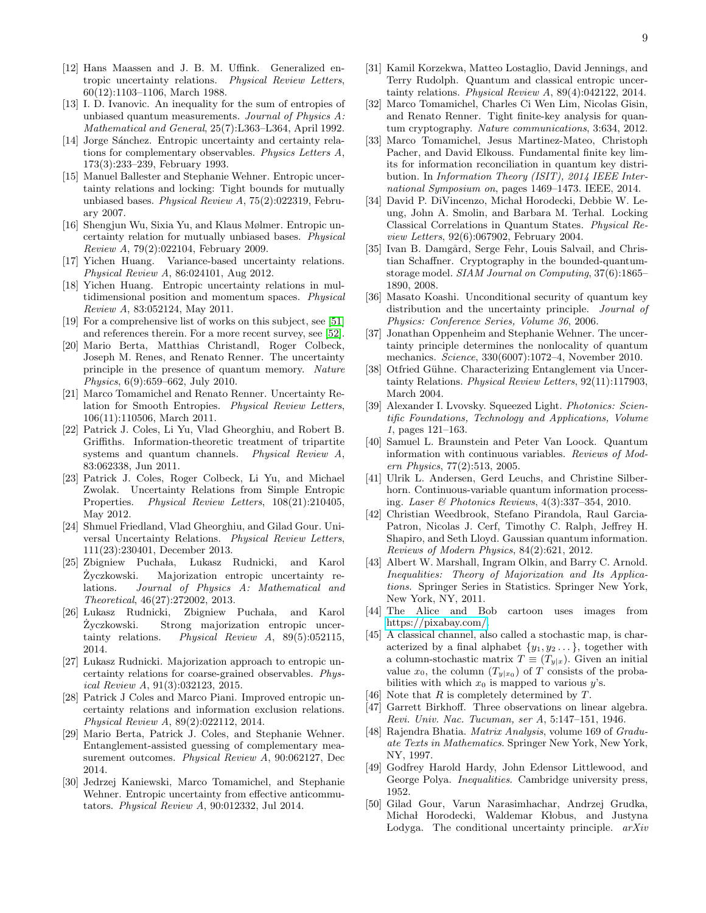[12] Hans Maassen and J. B. M. Uffink. Generalized entropic uncertainty relations. *Physical Review Letters*, 60(12):1103–1106, March 1988.

[13] I. D. Ivanovic. An inequality for the sum of entropies of unbiased quantum measurements. *Journal of Physics A: Mathematical and General*, 25(7):L363–L364, April 1992.

[14] Jorge Sánchez. Entropic uncertainty and certainty relations for complementary observables. *Physics Letters A*, 173(3):233–239, February 1993.

[15] Manuel Ballester and Stephanie Wehner. Entropic uncertainty relations and locking: Tight bounds for mutually unbiased bases. *Physical Review A*, 75(2):022319, February 2007.

[16] Shengjun Wu, Sixia Yu, and Klaus Mølmer. Entropic uncertainty relation for mutually unbiased bases. *Physical Review A*, 79(2):022104, February 2009.

[17] Yichen Huang. Variance-based uncertainty relations. *Physical Review A*, 86:024101, Aug 2012.

[18] Yichen Huang. Entropic uncertainty relations in multidimensional position and momentum spaces. *Physical Review A*, 83:052124, May 2011.

[19] For a comprehensive list of works on this subject, see [51] and references therein. For a more recent survey, see [52].

[20] Mario Berta, Matthias Christandl, Roger Colbeck, Joseph M. Renes, and Renato Renner. The uncertainty principle in the presence of quantum memory. *Nature Physics*, 6(9):659–662, July 2010.

[21] Marco Tomamichel and Renato Renner. Uncertainty Relation for Smooth Entropies. *Physical Review Letters*, 106(11):110506, March 2011.

[22] Patrick J. Coles, Li Yu, Vlad Gheorghiu, and Robert B. Griffiths. Information-theoretic treatment of tripartite systems and quantum channels. *Physical Review A*, 83:062338, Jun 2011.

[23] Patrick J. Coles, Roger Colbeck, Li Yu, and Michael Zwolak. Uncertainty Relations from Simple Entropic Properties. *Physical Review Letters*, 108(21):210405, May 2012.

[24] Shmuel Friedland, Vlad Gheorghiu, and Gilad Gour. Universal Uncertainty Relations. *Physical Review Letters*, 111(23):230401, December 2013.

[25] Zbigniew Puchała, Łukasz Rudnicki, and Karol Życzkowski. Majorization entropic uncertainty relations. *Journal of Physics A: Mathematical and Theoretical*, 46(27):272002, 2013.

[26] Łukasz Rudnicki, Zbigniew Puchała, and Karol Życzkowski. Strong majorization entropic uncertainty relations. *Physical Review A*, 89(5):052115, 2014.

[27] Łukasz Rudnicki. Majorization approach to entropic uncertainty relations for coarse-grained observables. *Physical Review A*, 91(3):032123, 2015.

[28] Patrick J Coles and Marco Piani. Improved entropic uncertainty relations and information exclusion relations. *Physical Review A*, 89(2):022112, 2014.

[29] Mario Berta, Patrick J. Coles, and Stephanie Wehner. Entanglement-assisted guessing of complementary measurement outcomes. *Physical Review A*, 90:062127, Dec 2014.

[30] Jedrzej Kaniewski, Marco Tomamichel, and Stephanie Wehner. Entropic uncertainty from effective anticommutators. *Physical Review A*, 90:012332, Jul 2014.

[31] Kamil Korzekwa, Matteo Lostaglio, David Jennings, and Terry Rudolph. Quantum and classical entropic uncertainty relations. *Physical Review A*, 89(4):042122, 2014.

[32] Marco Tomamichel, Charles Ci Wen Lim, Nicolas Gisin, and Renato Renner. Tight finite-key analysis for quantum cryptography. *Nature communications*, 3:634, 2012.

[33] Marco Tomamichel, Jesus Martinez-Mateo, Christoph Pacher, and David Elkouss. Fundamental finite key limits for information reconciliation in quantum key distribution. In *Information Theory (ISIT), 2014 IEEE International Symposium on*, pages 1469–1473. IEEE, 2014.

[34] David P. DiVincenzo, Michał Horodecki, Debbie W. Leung, John A. Smolin, and Barbara M. Terhal. Locking Classical Correlations in Quantum States. *Physical Review Letters*, 92(6):067902, February 2004.

[35] Ivan B. Damgård, Serge Fehr, Louis Salvail, and Christian Schaffner. Cryptography in the bounded-quantum-storage model. *SIAM Journal on Computing*, 37(6):1865–1890, 2008.

[36] Masato Koashi. Unconditional security of quantum key distribution and the uncertainty principle. *Journal of Physics: Conference Series, Volume 36*, 2006.

[37] Jonathan Oppenheim and Stephanie Wehner. The uncertainty principle determines the nonlocality of quantum mechanics. *Science*, 330(6007):1072–4, November 2010.

[38] Otfried Gühne. Characterizing Entanglement via Uncertainty Relations. *Physical Review Letters*, 92(11):117903, March 2004.

[39] Alexander I. Lvovsky. Squeezed Light. *Photonics: Scientific Foundations, Technology and Applications, Volume 1*, pages 121–163.

[40] Samuel L. Braunstein and Peter Van Loock. Quantum information with continuous variables. *Reviews of Modern Physics*, 77(2):513, 2005.

[41] Ulrik L. Andersen, Gerd Leuchs, and Christine Silberhorn. Continuous-variable quantum information processing. *Laser & Photonics Reviews*, 4(3):337–354, 2010.

[42] Christian Weedbrook, Stefano Pirandola, Raul Garcia-Patron, Nicolas J. Cerf, Timothy C. Ralph, Jeffrey H. Shapiro, and Seth Lloyd. Gaussian quantum information. *Reviews of Modern Physics*, 84(2):621, 2012.

[43] Albert W. Marshall, Ingram Olkin, and Barry C. Arnold. *Inequalities: Theory of Majorization and Its Applications*. Springer Series in Statistics. Springer New York, New York, NY, 2011.

[44] The Alice and Bob cartoon uses images from https://pixabay.com/.

[45] A classical channel, also called a stochastic map, is characterized by a final alphabet $\{y_1, y_2 \dots\}$, together with a column-stochastic matrix $T \equiv (T_{y|x})$. Given an initial value $x_0$, the column $(T_{y|x_0})$ of $T$ consists of the probabilities with which $x_0$ is mapped to various $y$'s.

[46] Note that $R$ is completely determined by $T$.

[47] Garrett Birkhoff. Three observations on linear algebra. *Revi. Univ. Nac. Tucuman, ser A*, 5:147–151, 1946.

[48] Rajendra Bhatia. *Matrix Analysis*, volume 169 of *Graduate Texts in Mathematics*. Springer New York, New York, NY, 1997.

[49] Godfrey Harold Hardy, John Edensor Littlewood, and George Polya. *Inequalities*. Cambridge university press, 1952.

[50] Gilad Gour, Varun Narasimhachar, Andrzej Grudka, Michał Horodecki, Waldemar Kłobus, and Justyna Łodyga. The conditional uncertainty principle. *arXiv*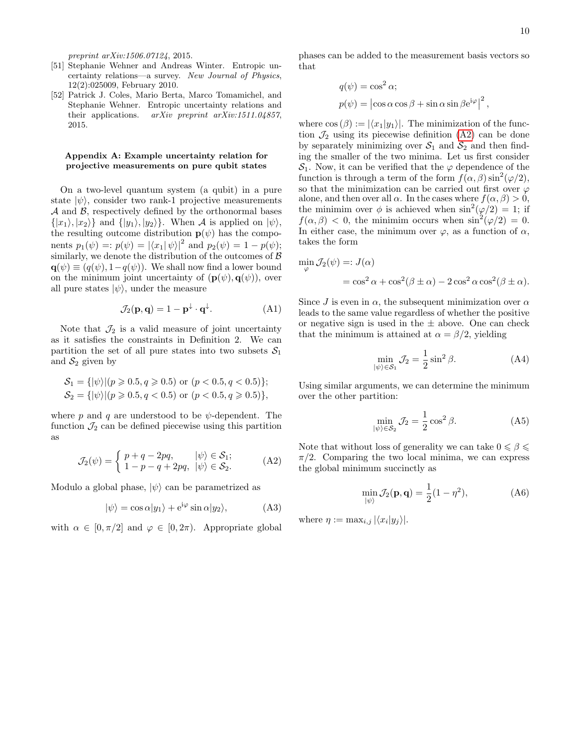preprint arXiv:1506.07124, 2015.

[51] Stephanie Wehner and Andreas Winter. Entropic uncertainty relations—a survey. *New Journal of Physics*, 12(2):025009, February 2010.

[52] Patrick J. Coles, Mario Berta, Marco Tomamichel, and Stephanie Wehner. Entropic uncertainty relations and their applications. *arXiv preprint arXiv:1511.04857*, 2015.

### Appendix A: Example uncertainty relation for projective measurements on pure qubit states

On a two-level quantum system (a qubit) in a pure state $|\psi\rangle$, consider two rank-1 projective measurements $\mathcal{A}$ and $\mathcal{B}$, respectively defined by the orthonormal bases $\{|x_1\rangle, |x_2\rangle\}$ and $\{|y_1\rangle, |y_2\rangle\}$. When $\mathcal{A}$ is applied on $|\psi\rangle$, the resulting outcome distribution $\mathbf{p}(\psi)$ has the components $p_1(\psi) =: p(\psi) = |\langle x_1 | \psi\rangle|^2$ and $p_2(\psi) = 1 - p(\psi)$; similarly, we denote the distribution of the outcomes of $\mathcal{B}$ $\mathbf{q}(\psi) \equiv (q(\psi), 1 - q(\psi))$. We shall now find a lower bound on the minimum joint uncertainty of $(\mathbf{p}(\psi), \mathbf{q}(\psi))$, over all pure states $|\psi\rangle$, under the measure

$$\mathcal{J}_2(\mathbf{p}, \mathbf{q}) = 1 - \mathbf{p}^{\downarrow} \cdot \mathbf{q}^{\downarrow}. \tag{A1}$$

Note that $\mathcal{J}_2$ is a valid measure of joint uncertainty as it satisfies the constraints in Definition 2. We can partition the set of all pure states into two subsets $\mathcal{S}_1$ and $\mathcal{S}_2$ given by

$$\begin{aligned}
\mathcal{S}_1 &= \{|\psi\rangle | (p \geqslant 0.5, q \geqslant 0.5) \text{ or } (p < 0.5, q < 0.5)\}; \\
\mathcal{S}_2 &= \{|\psi\rangle | (p \geqslant 0.5, q < 0.5) \text{ or } (p < 0.5, q \geqslant 0.5)\},
\end{aligned}$$

where $p$ and $q$ are understood to be $\psi$-dependent. The function $\mathcal{J}_2$ can be defined piecewise using this partition as

$$\mathcal{J}_2(\psi) = \begin{cases} p + q - 2pq, & |\psi\rangle \in \mathcal{S}_1; \\ 1 - p - q + 2pq, & |\psi\rangle \in \mathcal{S}_2. \end{cases} \tag{A2}$$

Modulo a global phase, $|\psi\rangle$ can be parametrized as

$$|\psi\rangle = \cos\alpha |y_1\rangle + e^{i\varphi} \sin\alpha |y_2\rangle, \tag{A3}$$

with $\alpha \in [0, \pi/2]$ and $\varphi \in [0, 2\pi)$. Appropriate global phases can be added to the measurement basis vectors so that

$$\begin{aligned}
q(\psi) &= \cos^2\alpha; \\
p(\psi) &= \left|\cos\alpha\cos\beta + \sin\alpha\sin\beta e^{i\varphi}\right|^2,
\end{aligned}$$

where $\cos(\beta) := |\langle x_1 | y_1\rangle|$. The minimization of the function $\mathcal{J}_2$ using its piecewise definition (A2) can be done by separately minimizing over $\mathcal{S}_1$ and $\mathcal{S}_2$ and then finding the smaller of the two minima. Let us first consider $\mathcal{S}_1$. Now, it can be verified that the $\varphi$ dependence of the function is through a term of the form $f(\alpha, \beta)\sin^2(\varphi/2)$, so that the minimization can be carried out first over $\varphi$ alone, and then over all $\alpha$. In the cases where $f(\alpha, \beta) > 0$, the minimim over $\phi$ is achieved when $\sin^2(\varphi/2) = 1$; if $f(\alpha, \beta) < 0$, the minimim occurs when $\sin^2(\varphi/2) = 0$. In either case, the minimum over $\varphi$, as a function of $\alpha$, takes the form

$$\begin{aligned}
\min_{\varphi} \mathcal{J}_2(\psi) &=: J(\alpha) \\
&= \cos^2\alpha + \cos^2(\beta \pm \alpha) - 2\cos^2\alpha\cos^2(\beta \pm \alpha).
\end{aligned}$$

Since $J$ is even in $\alpha$, the subsequent minimization over $\alpha$ leads to the same value regardless of whether the positive or negative sign is used in the $\pm$ above. One can check that the minimum is attained at $\alpha = \beta/2$, yielding

$$\min_{|\psi\rangle \in \mathcal{S}_1} \mathcal{J}_2 = \frac{1}{2}\sin^2\beta. \tag{A4}$$

Using similar arguments, we can determine the minimum over the other partition:

$$\min_{|\psi\rangle \in \mathcal{S}_2} \mathcal{J}_2 = \frac{1}{2}\cos^2\beta. \tag{A5}$$

Note that without loss of generality we can take $0 \leqslant \beta \leqslant \pi/2$. Comparing the two local minima, we can express the global minimum succinctly as

$$\min_{|\psi\rangle} \mathcal{J}_2(\mathbf{p}, \mathbf{q}) = \frac{1}{2}(1 - \eta^2), \tag{A6}$$

where $\eta := \max_{i,j} |\langle x_i | y_j\rangle|$.